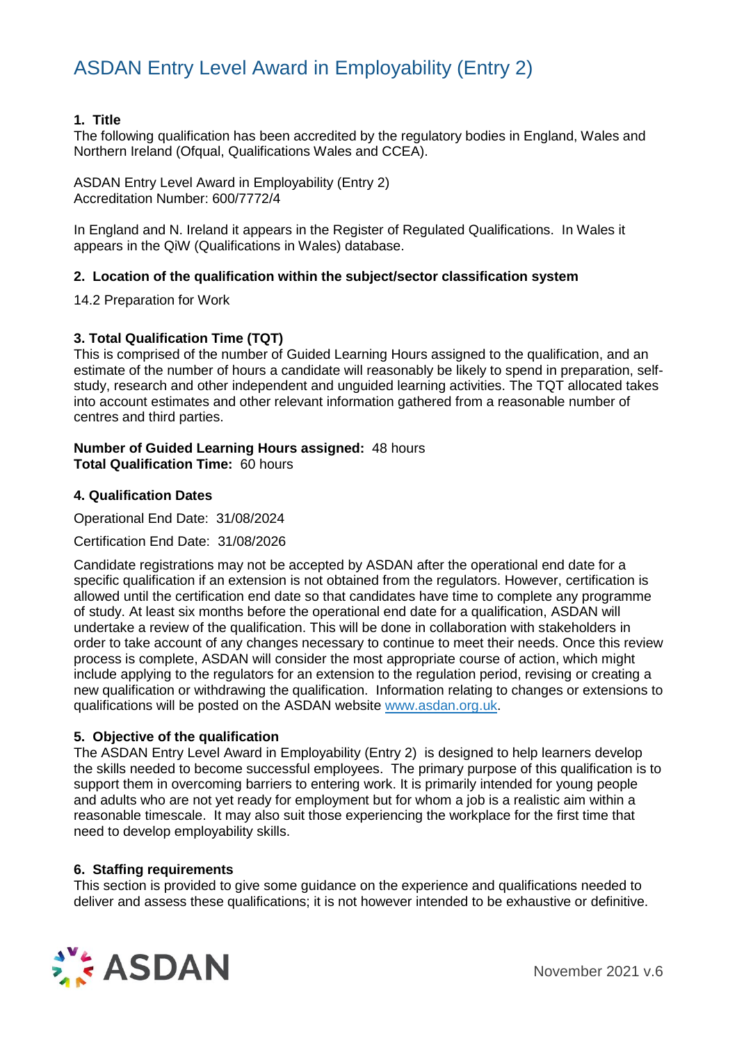# ASDAN Entry Level Award in Employability (Entry 2)

## 1. Title

The following qualification has been accredited by the regulatory bodies in England, Wales and Northern Ireland (Ofqual, Qualifications Wales and CCEA).

ASDAN Entry Level Award in Employability (Entry 2)
Accreditation Number: 600/7772/4

In England and N. Ireland it appears in the Register of Regulated Qualifications. In Wales it appears in the QiW (Qualifications in Wales) database.

## 2. Location of the qualification within the subject/sector classification system

14.2 Preparation for Work

## 3. Total Qualification Time (TQT)

This is comprised of the number of Guided Learning Hours assigned to the qualification, and an estimate of the number of hours a candidate will reasonably be likely to spend in preparation, self-study, research and other independent and unguided learning activities. The TQT allocated takes into account estimates and other relevant information gathered from a reasonable number of centres and third parties.

**Number of Guided Learning Hours assigned:** 48 hours
**Total Qualification Time:** 60 hours

## 4. Qualification Dates

Operational End Date: 31/08/2024

Certification End Date: 31/08/2026

Candidate registrations may not be accepted by ASDAN after the operational end date for a specific qualification if an extension is not obtained from the regulators. However, certification is allowed until the certification end date so that candidates have time to complete any programme of study. At least six months before the operational end date for a qualification, ASDAN will undertake a review of the qualification. This will be done in collaboration with stakeholders in order to take account of any changes necessary to continue to meet their needs. Once this review process is complete, ASDAN will consider the most appropriate course of action, which might include applying to the regulators for an extension to the regulation period, revising or creating a new qualification or withdrawing the qualification. Information relating to changes or extensions to qualifications will be posted on the ASDAN website www.asdan.org.uk.

## 5. Objective of the qualification

The ASDAN Entry Level Award in Employability (Entry 2) is designed to help learners develop the skills needed to become successful employees. The primary purpose of this qualification is to support them in overcoming barriers to entering work. It is primarily intended for young people and adults who are not yet ready for employment but for whom a job is a realistic aim within a reasonable timescale. It may also suit those experiencing the workplace for the first time that need to develop employability skills.

## 6. Staffing requirements

This section is provided to give some guidance on the experience and qualifications needed to deliver and assess these qualifications; it is not however intended to be exhaustive or definitive.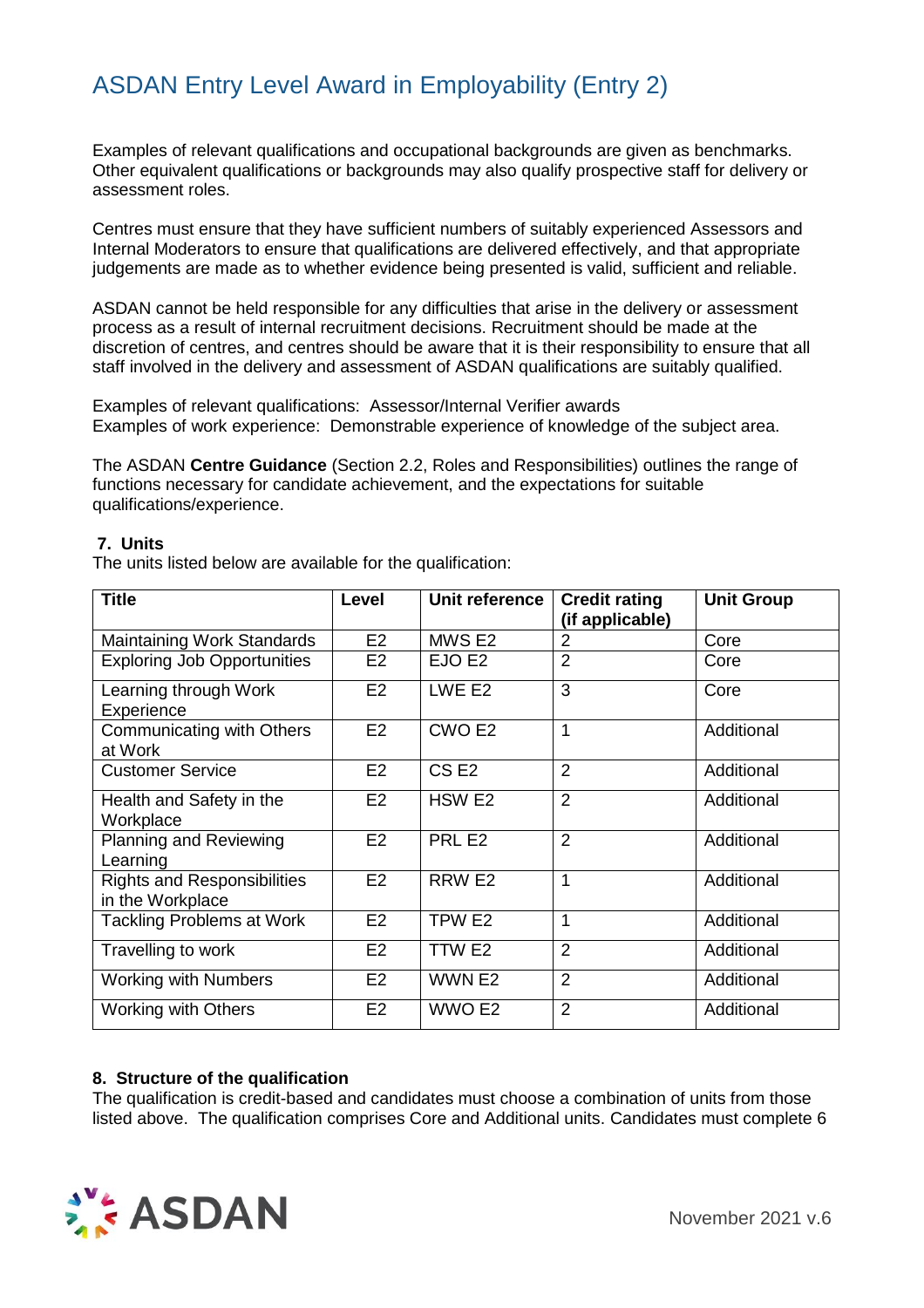# ASDAN Entry Level Award in Employability (Entry 2)

Examples of relevant qualifications and occupational backgrounds are given as benchmarks. Other equivalent qualifications or backgrounds may also qualify prospective staff for delivery or assessment roles.

Centres must ensure that they have sufficient numbers of suitably experienced Assessors and Internal Moderators to ensure that qualifications are delivered effectively, and that appropriate judgements are made as to whether evidence being presented is valid, sufficient and reliable.

ASDAN cannot be held responsible for any difficulties that arise in the delivery or assessment process as a result of internal recruitment decisions. Recruitment should be made at the discretion of centres, and centres should be aware that it is their responsibility to ensure that all staff involved in the delivery and assessment of ASDAN qualifications are suitably qualified.

Examples of relevant qualifications: Assessor/Internal Verifier awards
Examples of work experience: Demonstrable experience of knowledge of the subject area.

The ASDAN **Centre Guidance** (Section 2.2, Roles and Responsibilities) outlines the range of functions necessary for candidate achievement, and the expectations for suitable qualifications/experience.

**7. Units**

The units listed below are available for the qualification:

| Title | Level | Unit reference | Credit rating (if applicable) | Unit Group |
|---|---|---|---|---|
| Maintaining Work Standards | E2 | MWS E2 | 2 | Core |
| Exploring Job Opportunities | E2 | EJO E2 | 2 | Core |
| Learning through Work Experience | E2 | LWE E2 | 3 | Core |
| Communicating with Others at Work | E2 | CWO E2 | 1 | Additional |
| Customer Service | E2 | CS E2 | 2 | Additional |
| Health and Safety in the Workplace | E2 | HSW E2 | 2 | Additional |
| Planning and Reviewing Learning | E2 | PRL E2 | 2 | Additional |
| Rights and Responsibilities in the Workplace | E2 | RRW E2 | 1 | Additional |
| Tackling Problems at Work | E2 | TPW E2 | 1 | Additional |
| Travelling to work | E2 | TTW E2 | 2 | Additional |
| Working with Numbers | E2 | WWN E2 | 2 | Additional |
| Working with Others | E2 | WWO E2 | 2 | Additional |

**8. Structure of the qualification**

The qualification is credit-based and candidates must choose a combination of units from those listed above. The qualification comprises Core and Additional units. Candidates must complete 6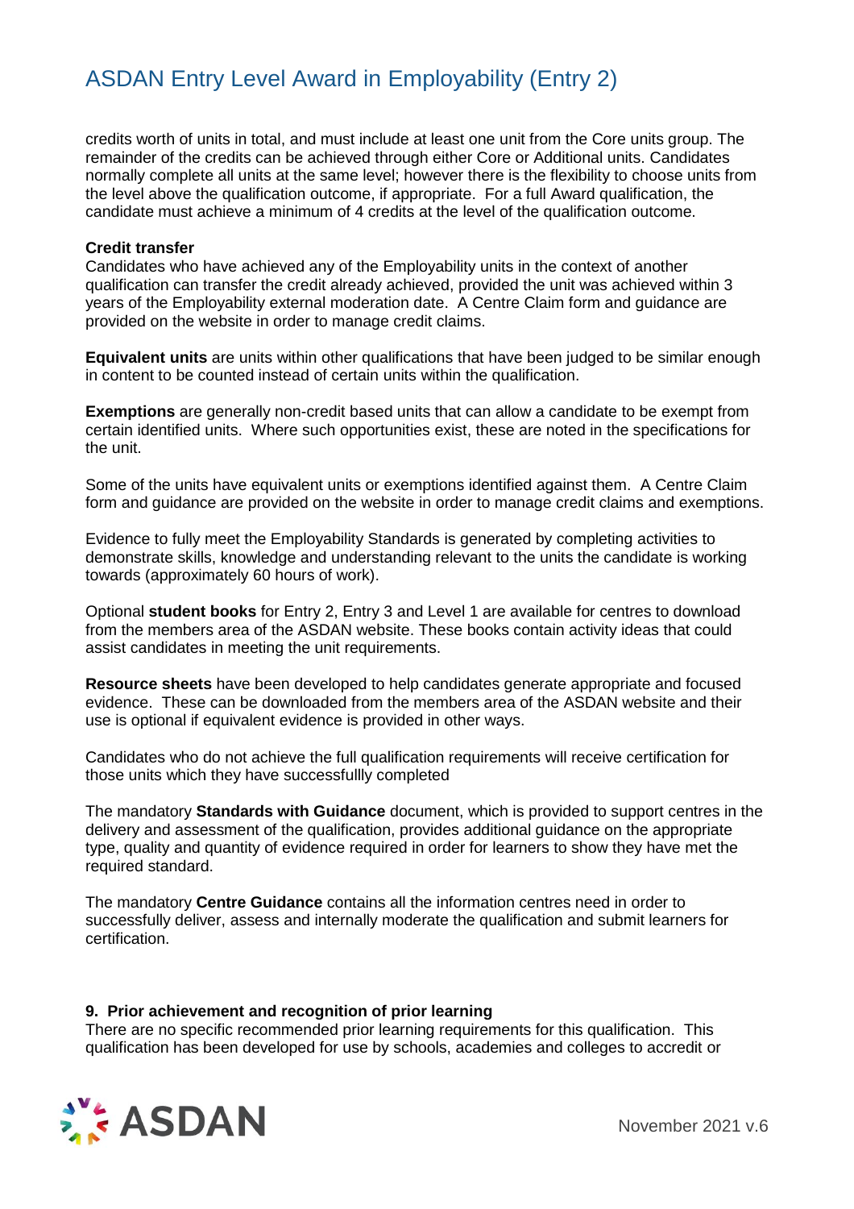credits worth of units in total, and must include at least one unit from the Core units group. The remainder of the credits can be achieved through either Core or Additional units. Candidates normally complete all units at the same level; however there is the flexibility to choose units from the level above the qualification outcome, if appropriate. For a full Award qualification, the candidate must achieve a minimum of 4 credits at the level of the qualification outcome.

**Credit transfer**
Candidates who have achieved any of the Employability units in the context of another qualification can transfer the credit already achieved, provided the unit was achieved within 3 years of the Employability external moderation date. A Centre Claim form and guidance are provided on the website in order to manage credit claims.

**Equivalent units** are units within other qualifications that have been judged to be similar enough in content to be counted instead of certain units within the qualification.

**Exemptions** are generally non-credit based units that can allow a candidate to be exempt from certain identified units. Where such opportunities exist, these are noted in the specifications for the unit.

Some of the units have equivalent units or exemptions identified against them. A Centre Claim form and guidance are provided on the website in order to manage credit claims and exemptions.

Evidence to fully meet the Employability Standards is generated by completing activities to demonstrate skills, knowledge and understanding relevant to the units the candidate is working towards (approximately 60 hours of work).

Optional **student books** for Entry 2, Entry 3 and Level 1 are available for centres to download from the members area of the ASDAN website. These books contain activity ideas that could assist candidates in meeting the unit requirements.

**Resource sheets** have been developed to help candidates generate appropriate and focused evidence. These can be downloaded from the members area of the ASDAN website and their use is optional if equivalent evidence is provided in other ways.

Candidates who do not achieve the full qualification requirements will receive certification for those units which they have successfullly completed

The mandatory **Standards with Guidance** document, which is provided to support centres in the delivery and assessment of the qualification, provides additional guidance on the appropriate type, quality and quantity of evidence required in order for learners to show they have met the required standard.

The mandatory **Centre Guidance** contains all the information centres need in order to successfully deliver, assess and internally moderate the qualification and submit learners for certification.

**9. Prior achievement and recognition of prior learning**
There are no specific recommended prior learning requirements for this qualification. This qualification has been developed for use by schools, academies and colleges to accredit or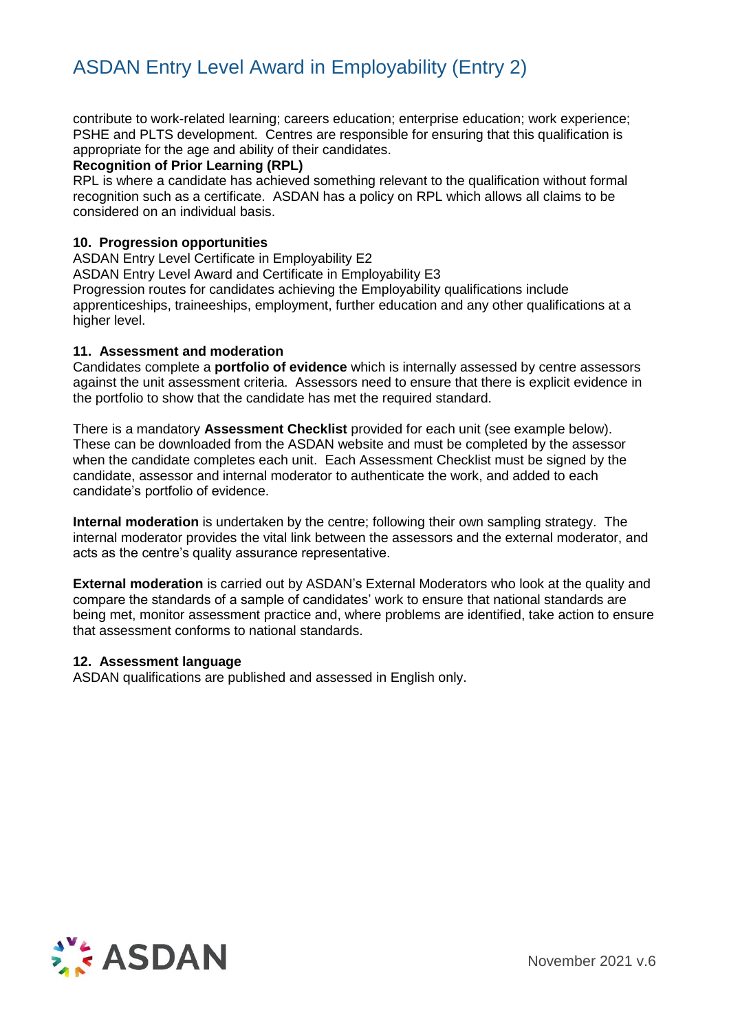contribute to work-related learning; careers education; enterprise education; work experience; PSHE and PLTS development. Centres are responsible for ensuring that this qualification is appropriate for the age and ability of their candidates.

**Recognition of Prior Learning (RPL)**

RPL is where a candidate has achieved something relevant to the qualification without formal recognition such as a certificate. ASDAN has a policy on RPL which allows all claims to be considered on an individual basis.

### 10. Progression opportunities

ASDAN Entry Level Certificate in Employability E2

ASDAN Entry Level Award and Certificate in Employability E3

Progression routes for candidates achieving the Employability qualifications include apprenticeships, traineeships, employment, further education and any other qualifications at a higher level.

### 11. Assessment and moderation

Candidates complete a **portfolio of evidence** which is internally assessed by centre assessors against the unit assessment criteria. Assessors need to ensure that there is explicit evidence in the portfolio to show that the candidate has met the required standard.

There is a mandatory **Assessment Checklist** provided for each unit (see example below). These can be downloaded from the ASDAN website and must be completed by the assessor when the candidate completes each unit. Each Assessment Checklist must be signed by the candidate, assessor and internal moderator to authenticate the work, and added to each candidate's portfolio of evidence.

**Internal moderation** is undertaken by the centre; following their own sampling strategy. The internal moderator provides the vital link between the assessors and the external moderator, and acts as the centre's quality assurance representative.

**External moderation** is carried out by ASDAN's External Moderators who look at the quality and compare the standards of a sample of candidates' work to ensure that national standards are being met, monitor assessment practice and, where problems are identified, take action to ensure that assessment conforms to national standards.

### 12. Assessment language

ASDAN qualifications are published and assessed in English only.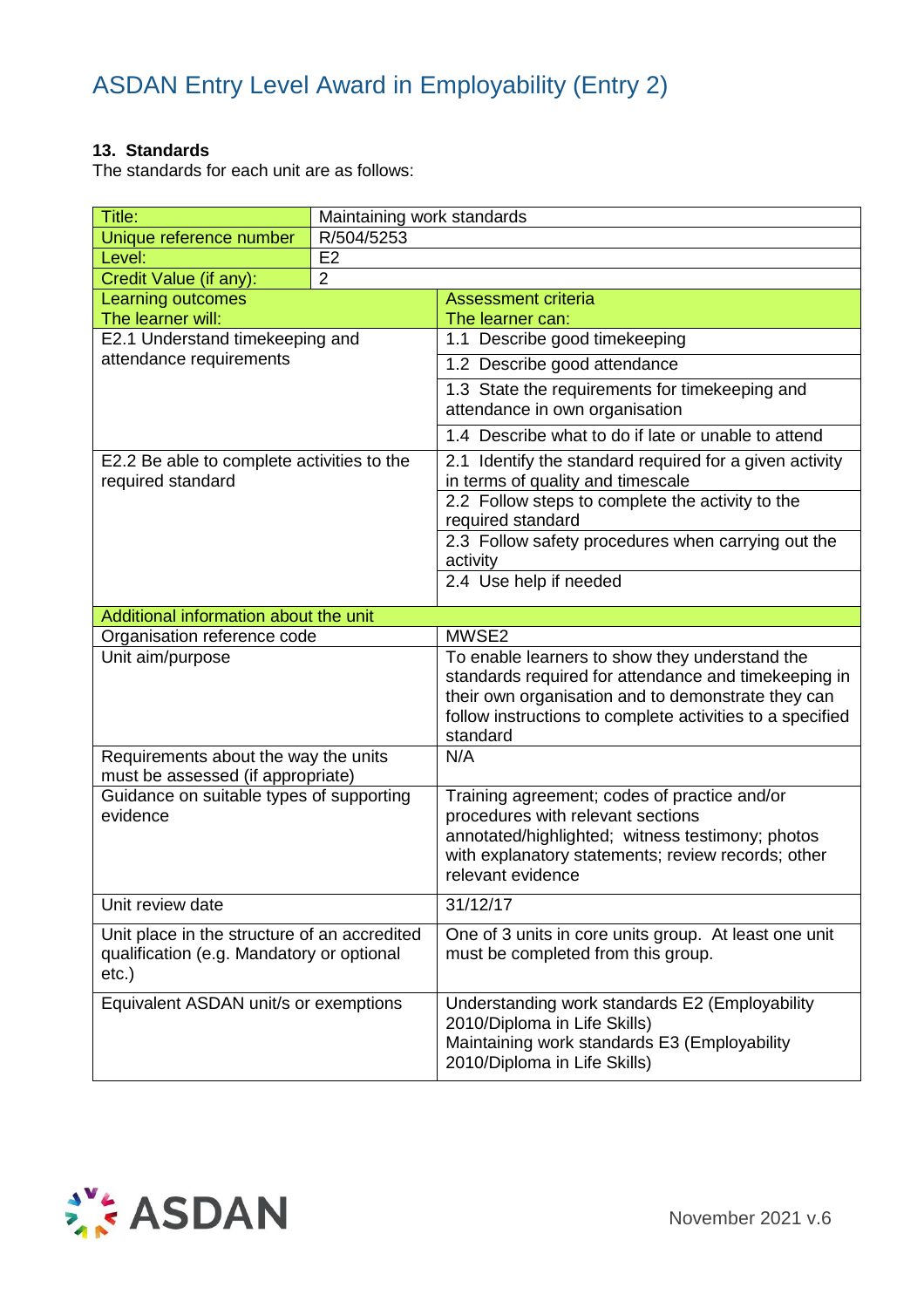# ASDAN Entry Level Award in Employability (Entry 2)

**13. Standards**

The standards for each unit are as follows:

| Title: | Maintaining work standards |
|---|---|
| Unique reference number | R/504/5253 |
| Level: | E2 |
| Credit Value (if any): | 2 |
| **Learning outcomes** The learner will: | **Assessment criteria** The learner can: |
| E2.1 Understand timekeeping and attendance requirements | 1.1 Describe good timekeeping |
| | 1.2 Describe good attendance |
| | 1.3 State the requirements for timekeeping and attendance in own organisation |
| | 1.4 Describe what to do if late or unable to attend |
| E2.2 Be able to complete activities to the required standard | 2.1 Identify the standard required for a given activity in terms of quality and timescale |
| | 2.2 Follow steps to complete the activity to the required standard |
| | 2.3 Follow safety procedures when carrying out the activity |
| | 2.4 Use help if needed |
| **Additional information about the unit** | |
| Organisation reference code | MWSE2 |
| Unit aim/purpose | To enable learners to show they understand the standards required for attendance and timekeeping in their own organisation and to demonstrate they can follow instructions to complete activities to a specified standard |
| Requirements about the way the units must be assessed (if appropriate) | N/A |
| Guidance on suitable types of supporting evidence | Training agreement; codes of practice and/or procedures with relevant sections annotated/highlighted; witness testimony; photos with explanatory statements; review records; other relevant evidence |
| Unit review date | 31/12/17 |
| Unit place in the structure of an accredited qualification (e.g. Mandatory or optional etc.) | One of 3 units in core units group. At least one unit must be completed from this group. |
| Equivalent ASDAN unit/s or exemptions | Understanding work standards E2 (Employability 2010/Diploma in Life Skills) Maintaining work standards E3 (Employability 2010/Diploma in Life Skills) |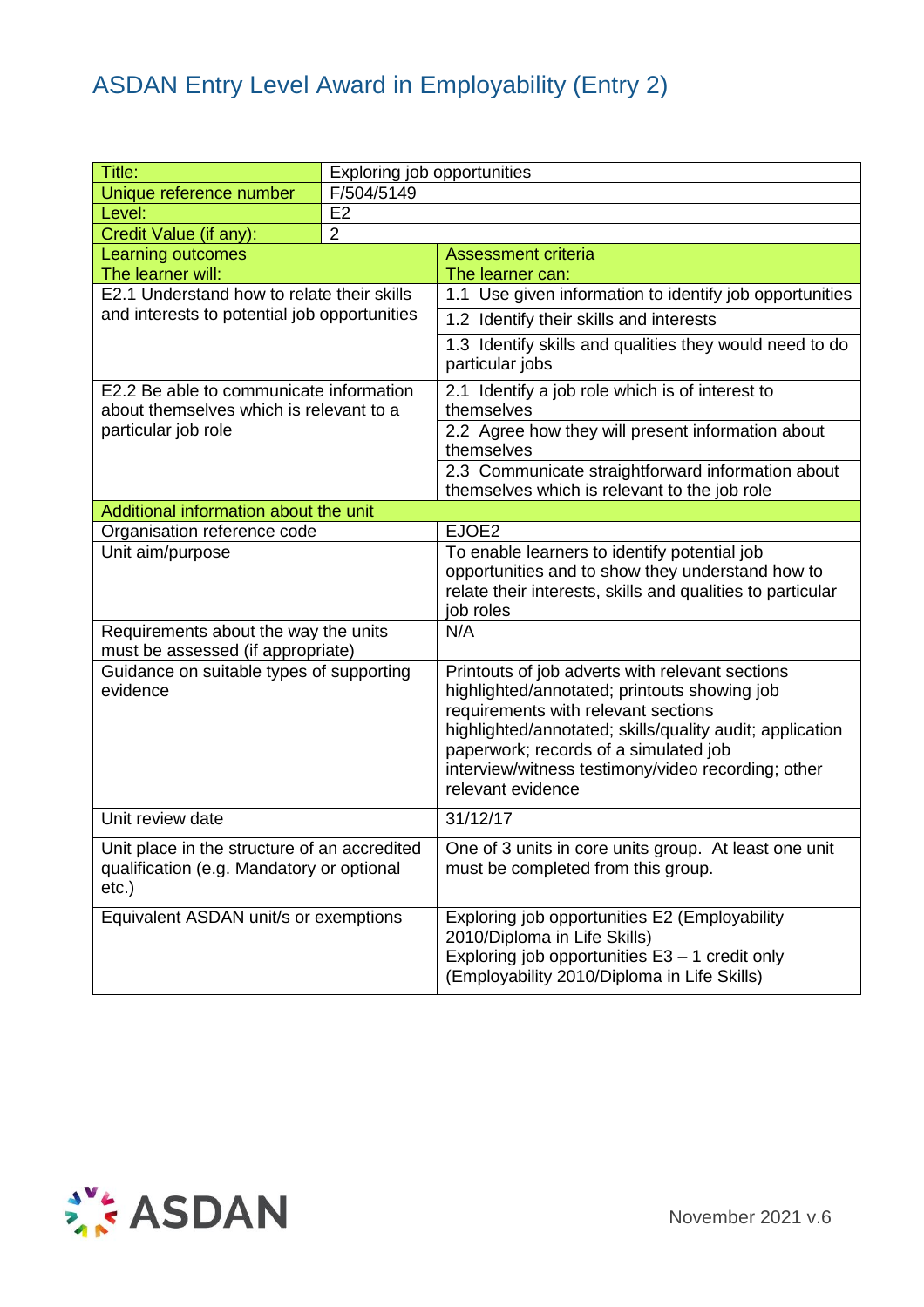# ASDAN Entry Level Award in Employability (Entry 2)

| Title: | Exploring job opportunities |
|---|---|
| Unique reference number | F/504/5149 |
| Level: | E2 |
| Credit Value (if any): | 2 |

| Learning outcomes<br>The learner will: | Assessment criteria<br>The learner can: |
|---|---|
| E2.1 Understand how to relate their skills and interests to potential job opportunities | 1.1 Use given information to identify job opportunities |
| | 1.2 Identify their skills and interests |
| | 1.3 Identify skills and qualities they would need to do particular jobs |
| E2.2 Be able to communicate information about themselves which is relevant to a particular job role | 2.1 Identify a job role which is of interest to themselves |
| | 2.2 Agree how they will present information about themselves |
| | 2.3 Communicate straightforward information about themselves which is relevant to the job role |
| **Additional information about the unit** | |
| Organisation reference code | EJOE2 |
| Unit aim/purpose | To enable learners to identify potential job opportunities and to show they understand how to relate their interests, skills and qualities to particular job roles |
| Requirements about the way the units must be assessed (if appropriate) | N/A |
| Guidance on suitable types of supporting evidence | Printouts of job adverts with relevant sections highlighted/annotated; printouts showing job requirements with relevant sections highlighted/annotated; skills/quality audit; application paperwork; records of a simulated job interview/witness testimony/video recording; other relevant evidence |
| Unit review date | 31/12/17 |
| Unit place in the structure of an accredited qualification (e.g. Mandatory or optional etc.) | One of 3 units in core units group. At least one unit must be completed from this group. |
| Equivalent ASDAN unit/s or exemptions | Exploring job opportunities E2 (Employability 2010/Diploma in Life Skills)<br>Exploring job opportunities E3 – 1 credit only (Employability 2010/Diploma in Life Skills) |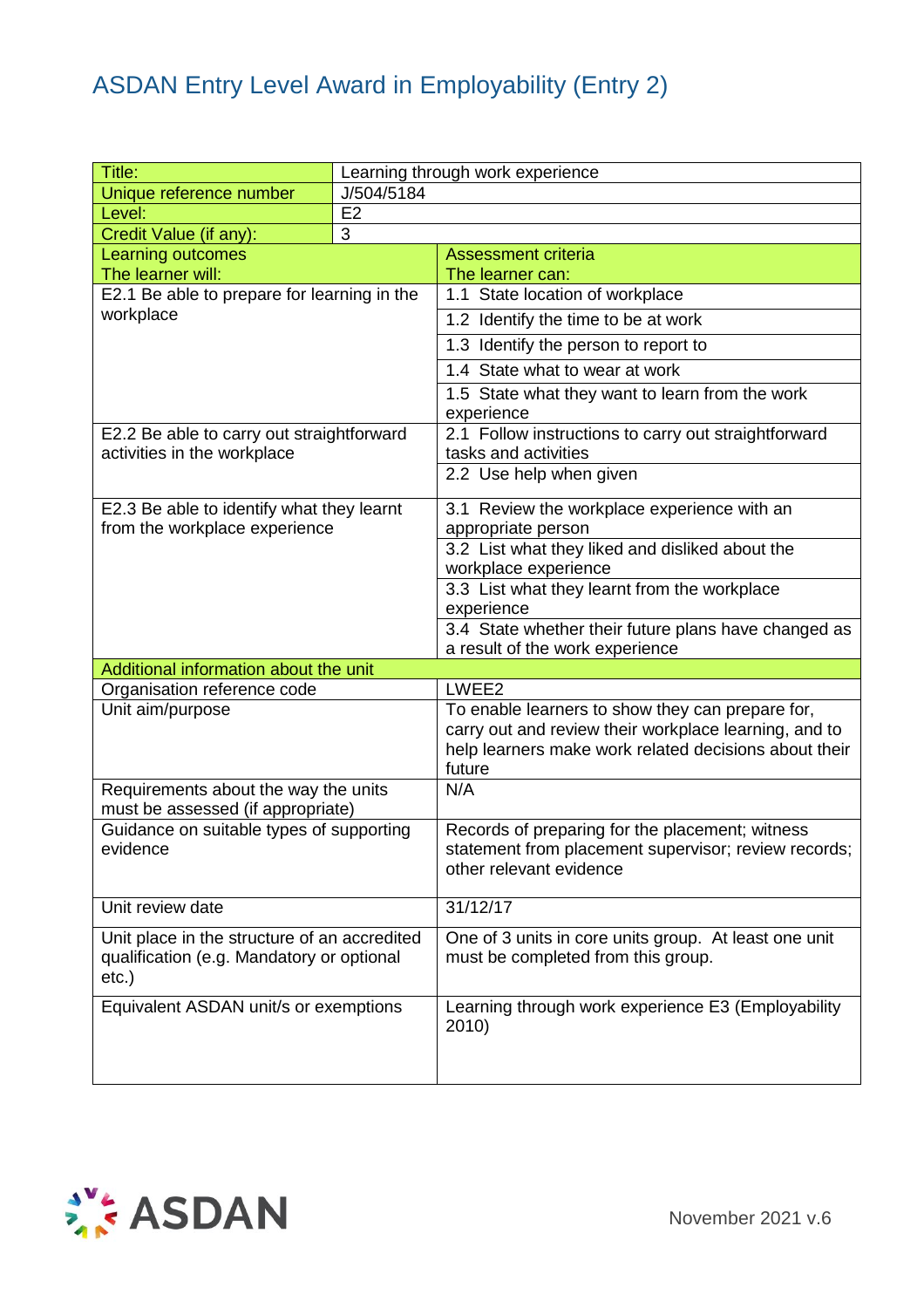# ASDAN Entry Level Award in Employability (Entry 2)

| Title: | Learning through work experience |
|---|---|
| Unique reference number | J/504/5184 |
| Level: | E2 |
| Credit Value (if any): | 3 |

| Learning outcomes<br>The learner will: | Assessment criteria<br>The learner can: |
|---|---|
| E2.1 Be able to prepare for learning in the workplace | 1.1 State location of workplace |
| | 1.2 Identify the time to be at work |
| | 1.3 Identify the person to report to |
| | 1.4 State what to wear at work |
| | 1.5 State what they want to learn from the work experience |
| E2.2 Be able to carry out straightforward activities in the workplace | 2.1 Follow instructions to carry out straightforward tasks and activities |
| | 2.2 Use help when given |
| E2.3 Be able to identify what they learnt from the workplace experience | 3.1 Review the workplace experience with an appropriate person |
| | 3.2 List what they liked and disliked about the workplace experience |
| | 3.3 List what they learnt from the workplace experience |
| | 3.4 State whether their future plans have changed as a result of the work experience |
| **Additional information about the unit** | |
| Organisation reference code | LWEE2 |
| Unit aim/purpose | To enable learners to show they can prepare for, carry out and review their workplace learning, and to help learners make work related decisions about their future |
| Requirements about the way the units must be assessed (if appropriate) | N/A |
| Guidance on suitable types of supporting evidence | Records of preparing for the placement; witness statement from placement supervisor; review records; other relevant evidence |
| Unit review date | 31/12/17 |
| Unit place in the structure of an accredited qualification (e.g. Mandatory or optional etc.) | One of 3 units in core units group. At least one unit must be completed from this group. |
| Equivalent ASDAN unit/s or exemptions | Learning through work experience E3 (Employability 2010) |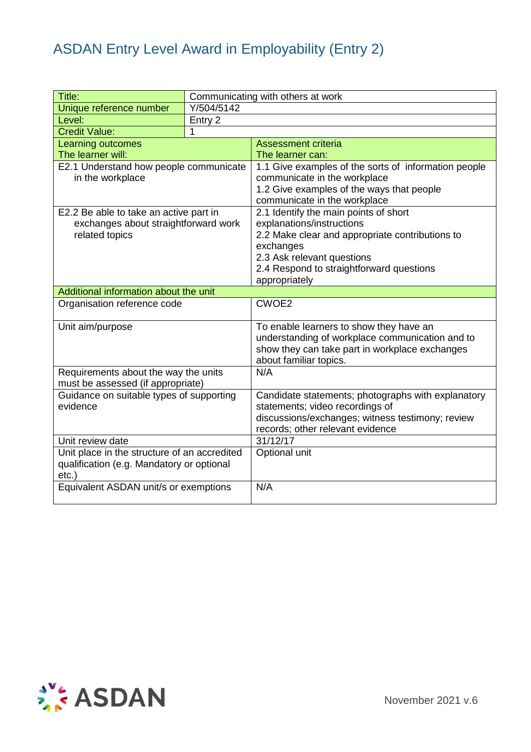# ASDAN Entry Level Award in Employability (Entry 2)

| Title: | Communicating with others at work |
|---|---|
| Unique reference number | Y/504/5142 |
| Level: | Entry 2 |
| Credit Value: | 1 |
| **Learning outcomes**<br>The learner will: | **Assessment criteria**<br>The learner can: |
| E2.1 Understand how people communicate in the workplace | 1.1 Give examples of the sorts of information people communicate in the workplace<br>1.2 Give examples of the ways that people communicate in the workplace |
| E2.2 Be able to take an active part in exchanges about straightforward work related topics | 2.1 Identify the main points of short explanations/instructions<br>2.2 Make clear and appropriate contributions to exchanges<br>2.3 Ask relevant questions<br>2.4 Respond to straightforward questions appropriately |
| **Additional information about the unit** | |
| Organisation reference code | CWOE2 |
| Unit aim/purpose | To enable learners to show they have an understanding of workplace communication and to show they can take part in workplace exchanges about familiar topics. |
| Requirements about the way the units must be assessed (if appropriate) | N/A |
| Guidance on suitable types of supporting evidence | Candidate statements; photographs with explanatory statements; video recordings of discussions/exchanges; witness testimony; review records; other relevant evidence |
| Unit review date | 31/12/17 |
| Unit place in the structure of an accredited qualification (e.g. Mandatory or optional etc.) | Optional unit |
| Equivalent ASDAN unit/s or exemptions | N/A |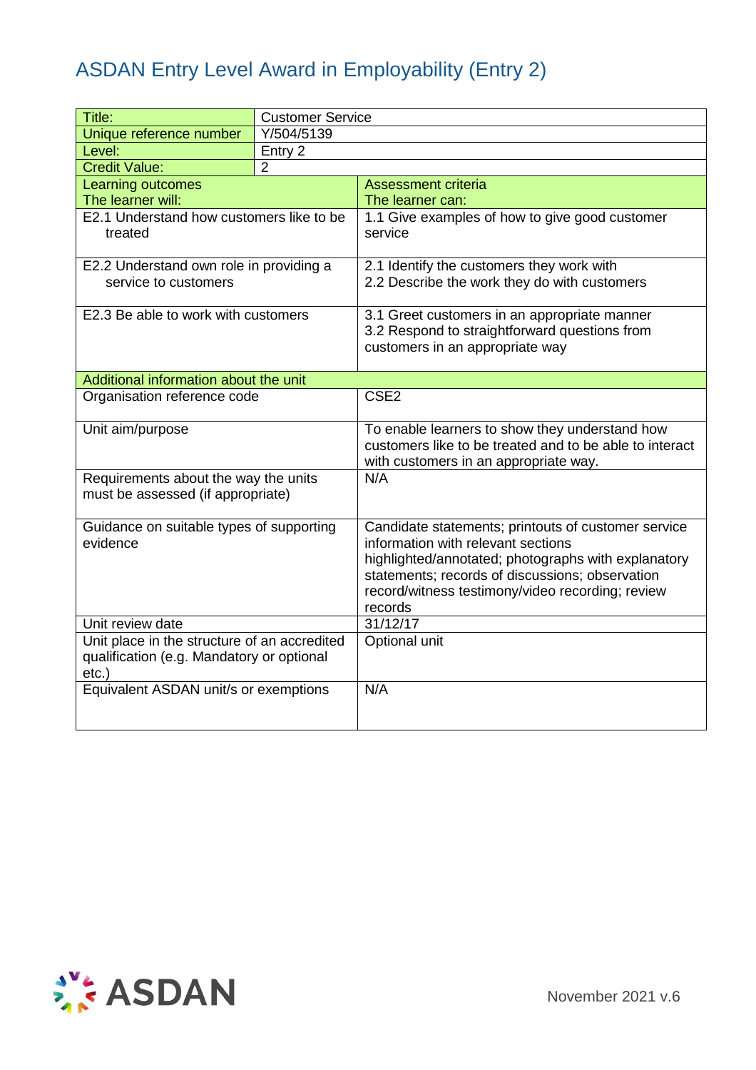# ASDAN Entry Level Award in Employability (Entry 2)

| Title: | Customer Service |
|---|---|
| Unique reference number | Y/504/5139 |
| Level: | Entry 2 |
| Credit Value: | 2 |

| Learning outcomes<br>The learner will: | Assessment criteria<br>The learner can: |
|---|---|
| E2.1 Understand how customers like to be treated | 1.1 Give examples of how to give good customer service |
| E2.2 Understand own role in providing a service to customers | 2.1 Identify the customers they work with<br>2.2 Describe the work they do with customers |
| E2.3 Be able to work with customers | 3.1 Greet customers in an appropriate manner<br>3.2 Respond to straightforward questions from customers in an appropriate way |
| **Additional information about the unit** | |
| Organisation reference code | CSE2 |
| Unit aim/purpose | To enable learners to show they understand how customers like to be treated and to be able to interact with customers in an appropriate way. |
| Requirements about the way the units must be assessed (if appropriate) | N/A |
| Guidance on suitable types of supporting evidence | Candidate statements; printouts of customer service information with relevant sections highlighted/annotated; photographs with explanatory statements; records of discussions; observation record/witness testimony/video recording; review records |
| Unit review date | 31/12/17 |
| Unit place in the structure of an accredited qualification (e.g. Mandatory or optional etc.) | Optional unit |
| Equivalent ASDAN unit/s or exemptions | N/A |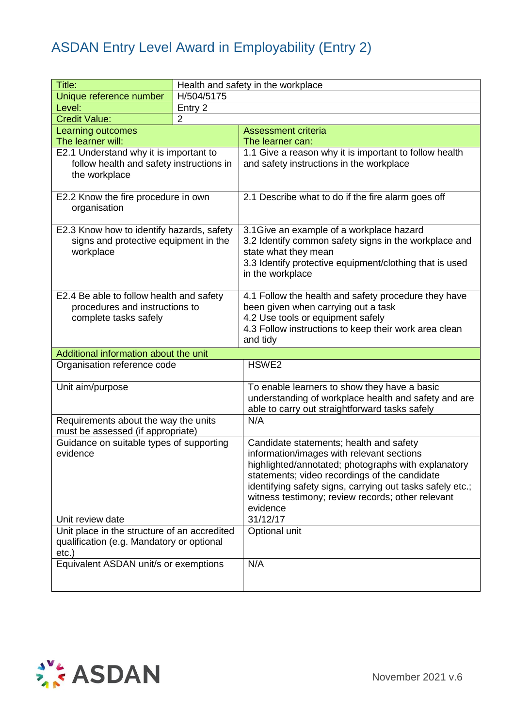# ASDAN Entry Level Award in Employability (Entry 2)

| Title: | Health and safety in the workplace |
|---|---|
| Unique reference number | H/504/5175 |
| Level: | Entry 2 |
| Credit Value: | 2 |

| Learning outcomes<br>The learner will: | Assessment criteria<br>The learner can: |
|---|---|
| E2.1 Understand why it is important to follow health and safety instructions in the workplace | 1.1 Give a reason why it is important to follow health and safety instructions in the workplace |
| E2.2 Know the fire procedure in own organisation | 2.1 Describe what to do if the fire alarm goes off |
| E2.3 Know how to identify hazards, safety signs and protective equipment in the workplace | 3.1Give an example of a workplace hazard<br>3.2 Identify common safety signs in the workplace and state what they mean<br>3.3 Identify protective equipment/clothing that is used in the workplace |
| E2.4 Be able to follow health and safety procedures and instructions to complete tasks safely | 4.1 Follow the health and safety procedure they have been given when carrying out a task<br>4.2 Use tools or equipment safely<br>4.3 Follow instructions to keep their work area clean and tidy |

| Additional information about the unit | |
|---|---|
| Organisation reference code | HSWE2 |
| Unit aim/purpose | To enable learners to show they have a basic understanding of workplace health and safety and are able to carry out straightforward tasks safely |
| Requirements about the way the units must be assessed (if appropriate) | N/A |
| Guidance on suitable types of supporting evidence | Candidate statements; health and safety information/images with relevant sections highlighted/annotated; photographs with explanatory statements; video recordings of the candidate identifying safety signs, carrying out tasks safely etc.; witness testimony; review records; other relevant evidence |
| Unit review date | 31/12/17 |
| Unit place in the structure of an accredited qualification (e.g. Mandatory or optional etc.) | Optional unit |
| Equivalent ASDAN unit/s or exemptions | N/A |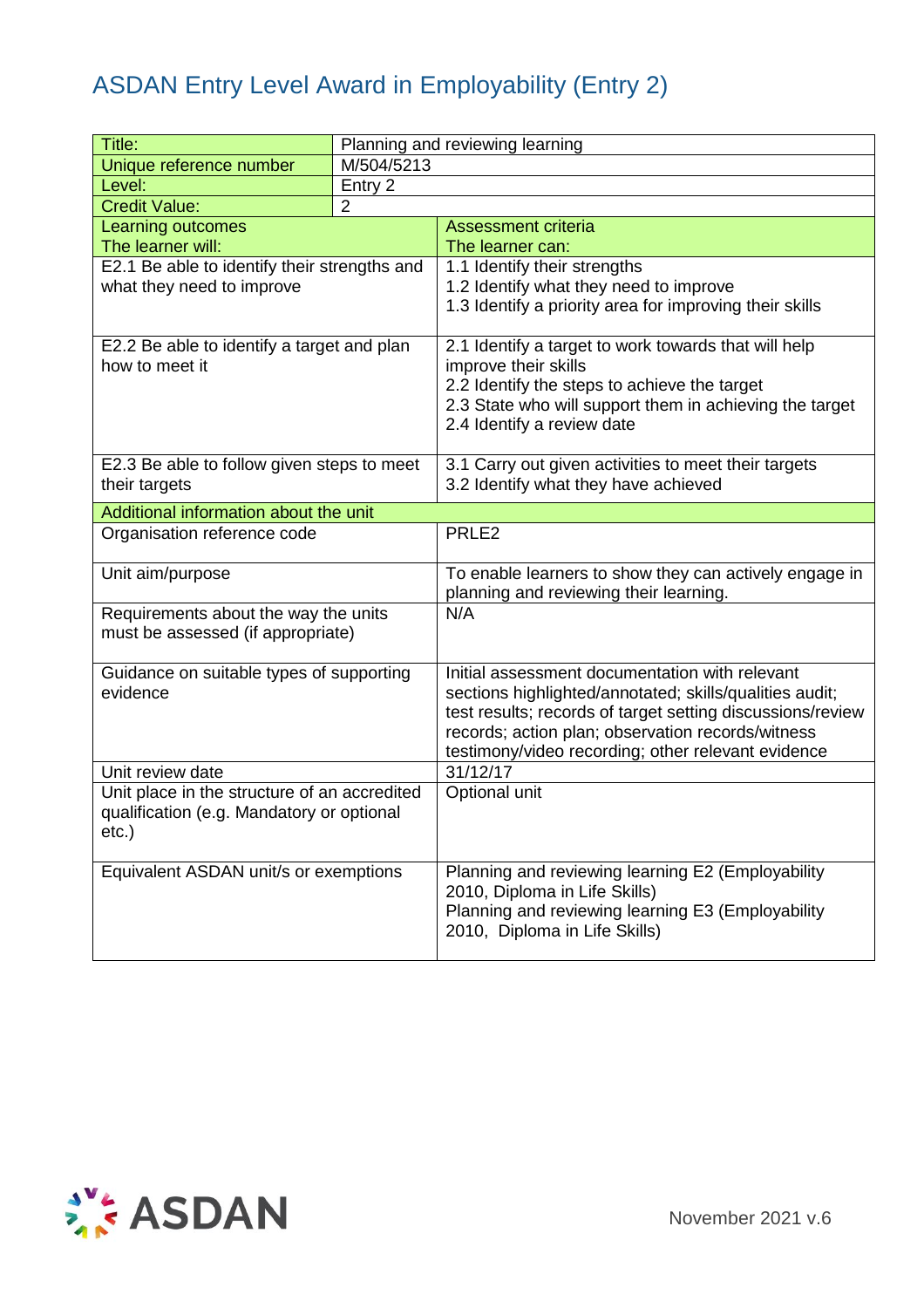# ASDAN Entry Level Award in Employability (Entry 2)

| Title: | Planning and reviewing learning |
|---|---|
| Unique reference number | M/504/5213 |
| Level: | Entry 2 |
| Credit Value: | 2 |
| **Learning outcomes**<br>The learner will: | **Assessment criteria**<br>The learner can: |
| E2.1 Be able to identify their strengths and what they need to improve | 1.1 Identify their strengths<br>1.2 Identify what they need to improve<br>1.3 Identify a priority area for improving their skills |
| E2.2 Be able to identify a target and plan how to meet it | 2.1 Identify a target to work towards that will help improve their skills<br>2.2 Identify the steps to achieve the target<br>2.3 State who will support them in achieving the target<br>2.4 Identify a review date |
| E2.3 Be able to follow given steps to meet their targets | 3.1 Carry out given activities to meet their targets<br>3.2 Identify what they have achieved |
| **Additional information about the unit** | |
| Organisation reference code | PRLE2 |
| Unit aim/purpose | To enable learners to show they can actively engage in planning and reviewing their learning. |
| Requirements about the way the units must be assessed (if appropriate) | N/A |
| Guidance on suitable types of supporting evidence | Initial assessment documentation with relevant sections highlighted/annotated; skills/qualities audit; test results; records of target setting discussions/review records; action plan; observation records/witness testimony/video recording; other relevant evidence |
| Unit review date | 31/12/17 |
| Unit place in the structure of an accredited qualification (e.g. Mandatory or optional etc.) | Optional unit |
| Equivalent ASDAN unit/s or exemptions | Planning and reviewing learning E2 (Employability 2010, Diploma in Life Skills)<br>Planning and reviewing learning E3 (Employability 2010, Diploma in Life Skills) |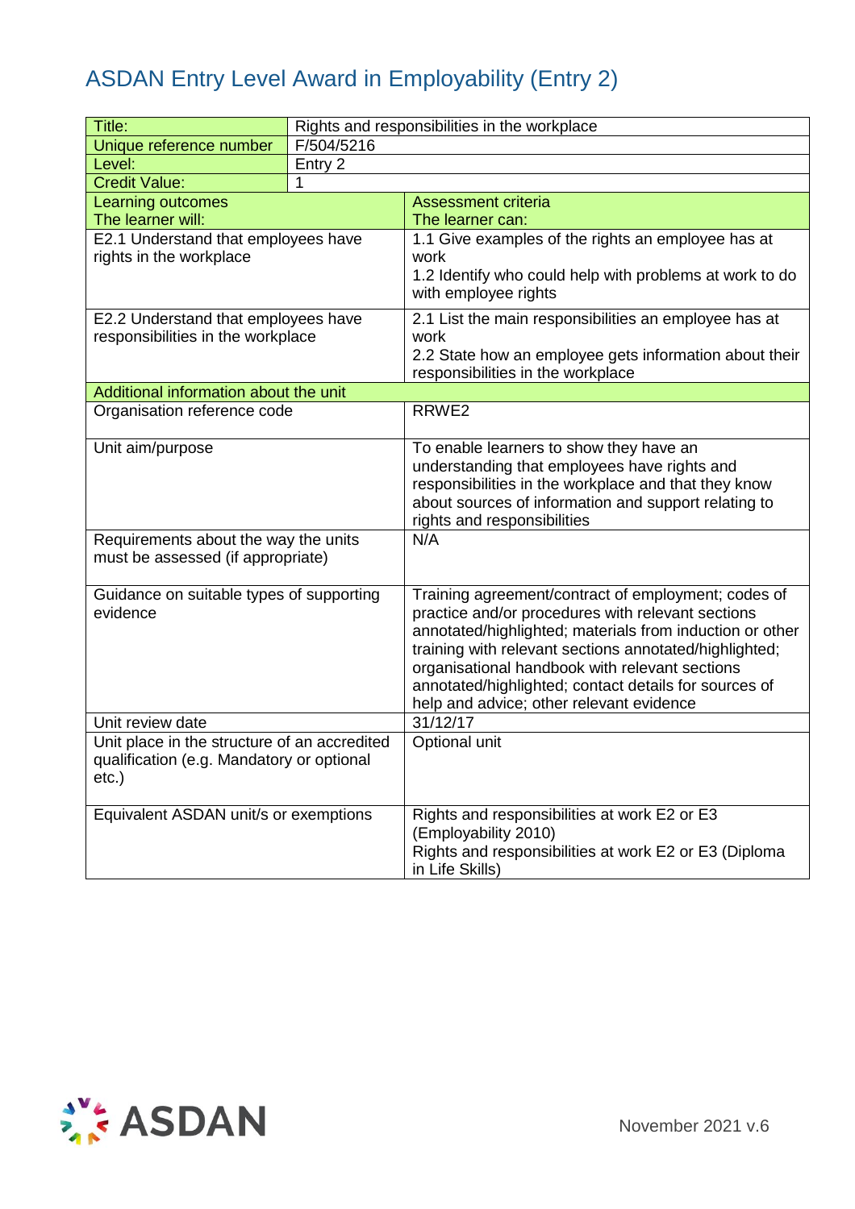# ASDAN Entry Level Award in Employability (Entry 2)

| Title: | Rights and responsibilities in the workplace |
|---|---|
| Unique reference number | F/504/5216 |
| Level: | Entry 2 |
| Credit Value: | 1 |

| Learning outcomes<br>The learner will: | Assessment criteria<br>The learner can: |
|---|---|
| E2.1 Understand that employees have rights in the workplace | 1.1 Give examples of the rights an employee has at work<br>1.2 Identify who could help with problems at work to do with employee rights |
| E2.2 Understand that employees have responsibilities in the workplace | 2.1 List the main responsibilities an employee has at work<br>2.2 State how an employee gets information about their responsibilities in the workplace |
| **Additional information about the unit** | |
| Organisation reference code | RRWE2 |
| Unit aim/purpose | To enable learners to show they have an understanding that employees have rights and responsibilities in the workplace and that they know about sources of information and support relating to rights and responsibilities |
| Requirements about the way the units must be assessed (if appropriate) | N/A |
| Guidance on suitable types of supporting evidence | Training agreement/contract of employment; codes of practice and/or procedures with relevant sections annotated/highlighted; materials from induction or other training with relevant sections annotated/highlighted; organisational handbook with relevant sections annotated/highlighted; contact details for sources of help and advice; other relevant evidence |
| Unit review date | 31/12/17 |
| Unit place in the structure of an accredited qualification (e.g. Mandatory or optional etc.) | Optional unit |
| Equivalent ASDAN unit/s or exemptions | Rights and responsibilities at work E2 or E3 (Employability 2010)<br>Rights and responsibilities at work E2 or E3 (Diploma in Life Skills) |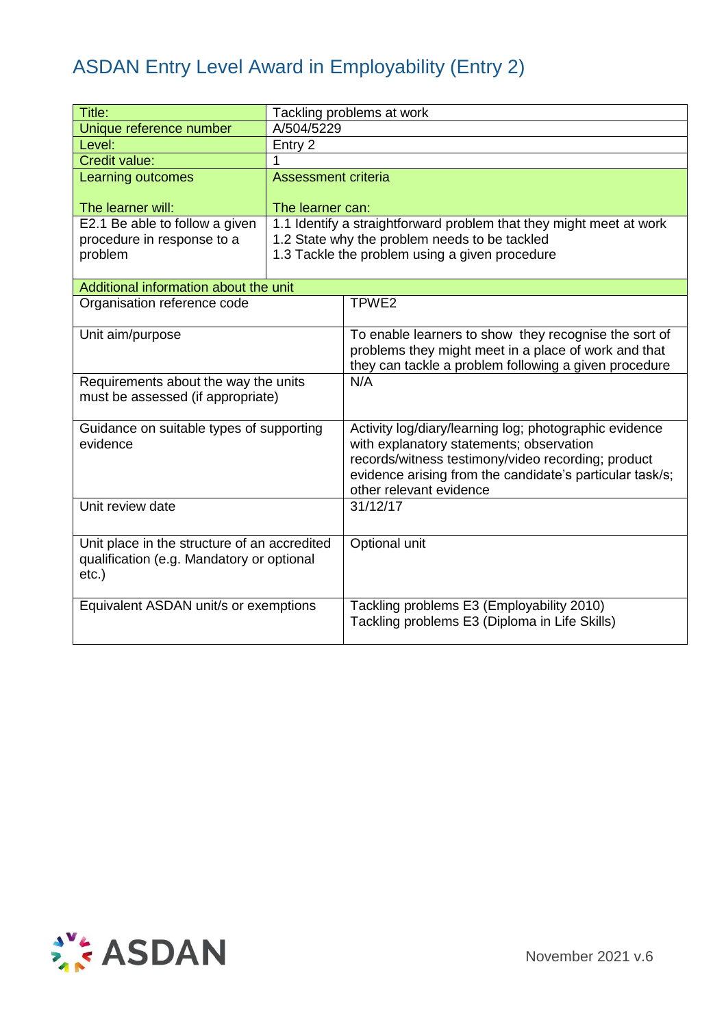# ASDAN Entry Level Award in Employability (Entry 2)

| Title: | Tackling problems at work |
|---|---|
| Unique reference number | A/504/5229 |
| Level: | Entry 2 |
| Credit value: | 1 |
| **Learning outcomes**<br><br>**The learner will:** | **Assessment criteria**<br><br>**The learner can:** |
| E2.1 Be able to follow a given procedure in response to a problem | 1.1 Identify a straightforward problem that they might meet at work<br>1.2 State why the problem needs to be tackled<br>1.3 Tackle the problem using a given procedure |

| Additional information about the unit | |
|---|---|
| Organisation reference code | TPWE2 |
| Unit aim/purpose | To enable learners to show they recognise the sort of problems they might meet in a place of work and that they can tackle a problem following a given procedure |
| Requirements about the way the units must be assessed (if appropriate) | N/A |
| Guidance on suitable types of supporting evidence | Activity log/diary/learning log; photographic evidence with explanatory statements; observation records/witness testimony/video recording; product evidence arising from the candidate's particular task/s; other relevant evidence |
| Unit review date | 31/12/17 |
| Unit place in the structure of an accredited qualification (e.g. Mandatory or optional etc.) | Optional unit |
| Equivalent ASDAN unit/s or exemptions | Tackling problems E3 (Employability 2010)<br>Tackling problems E3 (Diploma in Life Skills) |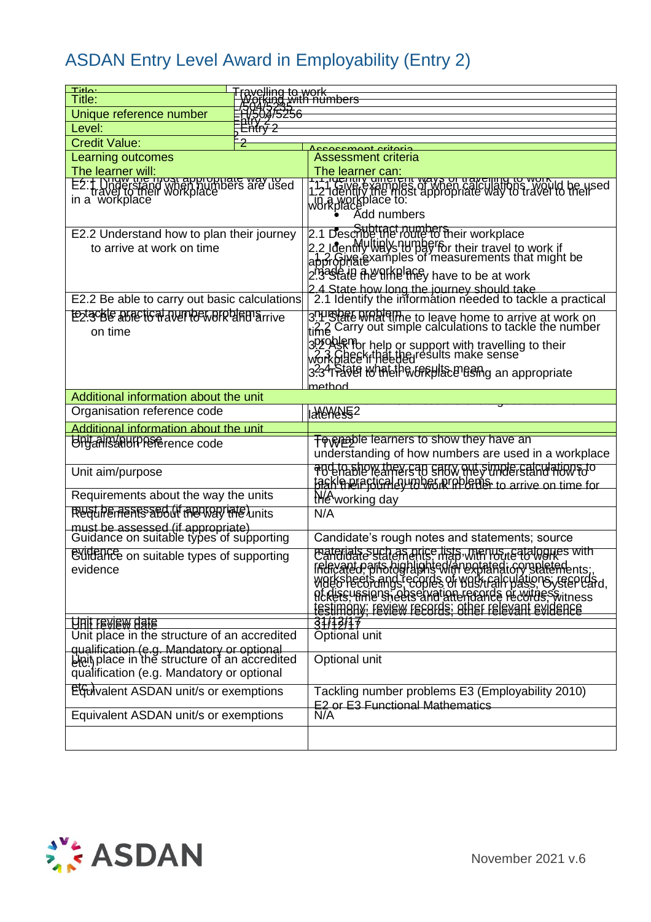# ASDAN Entry Level Award in Employability (Entry 2)

| Title: | Travelling to work |
|---|---|
| Unique reference number | /504/5295 |
| Level: | Entry 2 |
| Credit Value: | 2 |
| **Learning outcomes** | **Assessment criteria** |
| **The learner will:** | **The learner can:** |
| E2.1 Know the most appropriate way to travel to their workplace | 1.1 Identify different ways of travelling to work<br>1.2 Identify the most appropriate way to travel to their workplace |
| E2.2 Understand how to plan their journey to arrive at work on time | 2.1 Describe the route to their workplace<br>2.2 Identify ways to pay for their travel to work if appropriate<br>2.3 State the time they have to be at work<br>2.4 State how long the journey should take |
| E2.3 Be able to travel to work and arrive on time | 3.1 State what time to leave home to arrive at work on time<br>3.2 Ask for help or support with travelling to their workplace if needed<br>3.3 Travel to their workplace using an appropriate method |
| **Additional information about the unit** | |
| Organisation reference code | TWE2 |
| Unit aim/purpose | To enable learners to show they understand how to plan their journey to work in order to arrive on time for the working day |
| Requirements about the way the units must be assessed (if appropriate) | N/A |
| Guidance on suitable types of supporting evidence | Candidate statements; map with route to work indicated; photographs with explanatory statements; video recordings; copies of bus/train pass, Oyster card, tickets; time sheets and attendance records; witness testimony; review records; other relevant evidence |
| Unit review date | 31/12/17 |
| Unit place in the structure of an accredited qualification (e.g. Mandatory or optional etc.) | Optional unit |
| Equivalent ASDAN unit/s or exemptions | N/A |

| Title: | Working with numbers |
|---|---|
| Unique reference number | H/504/5256 |
| Level: | Entry 2 |
| Credit Value: | 2 |
| **Learning outcomes** | **Assessment criteria** |
| **The learner will:** | **The learner can:** |
| E2.1 Understand when numbers are used in a workplace | 1.1 Give examples of when calculations would be used in a workplace to:<br>• Add numbers<br>• Subtract numbers<br>• Multiply numbers<br>1.2 Give examples of measurements that might be made in a workplace |
| E2.2 Be able to carry out basic calculations to tackle practical number problems | 2.1 Identify the information needed to tackle a practical number problem<br>2.2 Carry out simple calculations to tackle the number problem<br>2.3 Check that the results make sense<br>2.4 State what the results mean |
| **Additional information about the unit** | |
| Organisation reference code | WWNE2 |
| Unit aim/purpose | To enable learners to show they have an understanding of how numbers are used in a workplace and to show they can carry out simple calculations to tackle practical number problems |
| Requirements about the way the units must be assessed (if appropriate) | N/A |
| Guidance on suitable types of supporting evidence | Candidate's rough notes and statements; source materials such as price lists, menus, catalogues with relevant parts highlighted/annotated; completed worksheets and records of work calculations; records of discussions; observation records or witness testimony; review records; other relevant evidence |
| Unit review date | 31/12/17 |
| Unit place in the structure of an accredited qualification (e.g. Mandatory or optional etc.) | Optional unit |
| Equivalent ASDAN unit/s or exemptions | Tackling number problems E3 (Employability 2010)<br>E2 or E3 Functional Mathematics |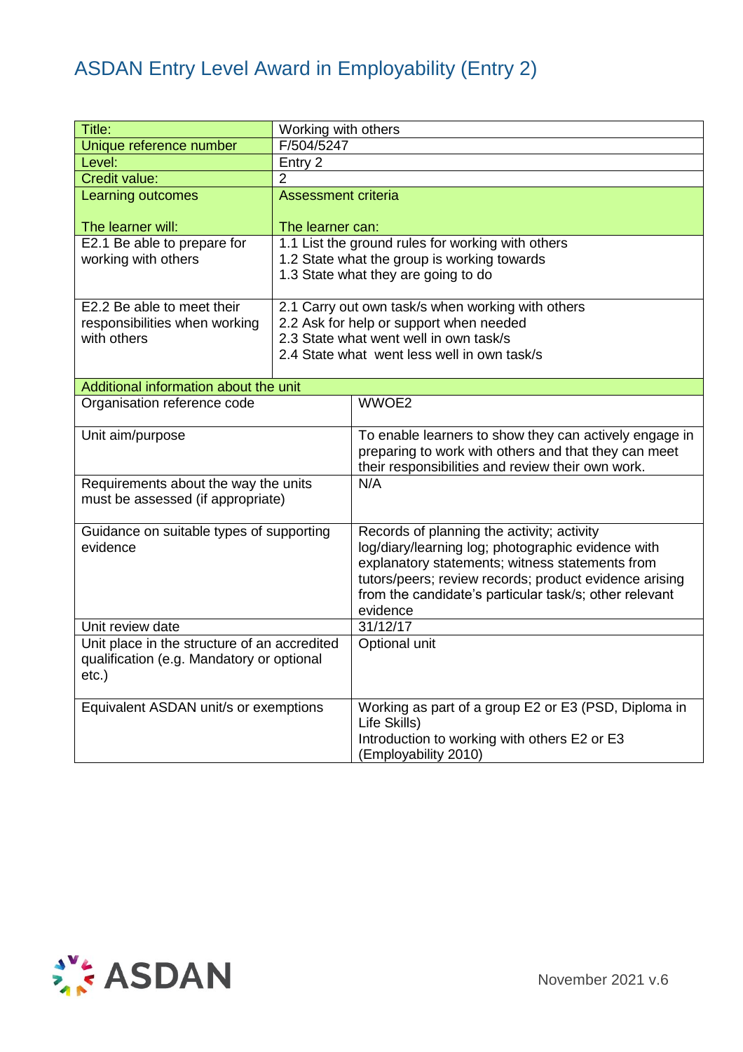# ASDAN Entry Level Award in Employability (Entry 2)

| Title: | Working with others |
|---|---|
| Unique reference number | F/504/5247 |
| Level: | Entry 2 |
| Credit value: | 2 |
| **Learning outcomes**<br><br>**The learner will:** | **Assessment criteria**<br><br>**The learner can:** |
| E2.1 Be able to prepare for working with others | 1.1 List the ground rules for working with others<br>1.2 State what the group is working towards<br>1.3 State what they are going to do |
| E2.2 Be able to meet their responsibilities when working with others | 2.1 Carry out own task/s when working with others<br>2.2 Ask for help or support when needed<br>2.3 State what went well in own task/s<br>2.4 State what went less well in own task/s |

| Additional information about the unit | |
|---|---|
| Organisation reference code | WWOE2 |
| Unit aim/purpose | To enable learners to show they can actively engage in preparing to work with others and that they can meet their responsibilities and review their own work. |
| Requirements about the way the units must be assessed (if appropriate) | N/A |
| Guidance on suitable types of supporting evidence | Records of planning the activity; activity log/diary/learning log; photographic evidence with explanatory statements; witness statements from tutors/peers; review records; product evidence arising from the candidate's particular task/s; other relevant evidence |
| Unit review date | 31/12/17 |
| Unit place in the structure of an accredited qualification (e.g. Mandatory or optional etc.) | Optional unit |
| Equivalent ASDAN unit/s or exemptions | Working as part of a group E2 or E3 (PSD, Diploma in Life Skills)<br>Introduction to working with others E2 or E3 (Employability 2010) |

November 2021 v.6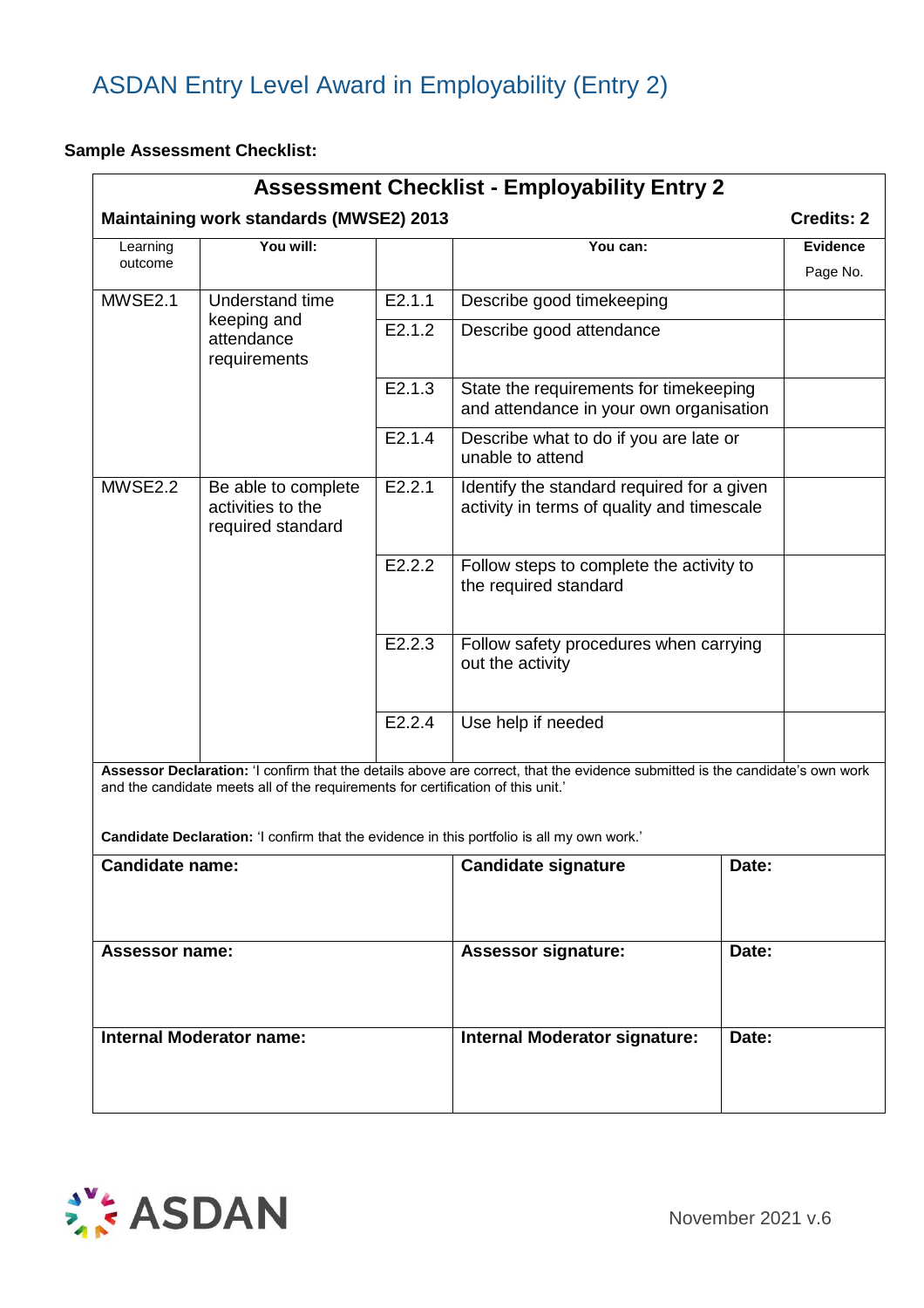# ASDAN Entry Level Award in Employability (Entry 2)

**Sample Assessment Checklist:**

| Assessment Checklist - Employability Entry 2 | | | | |
|---|---|---|---|---|
| **Maintaining work standards (MWSE2) 2013** | | | | **Credits: 2** |
| Learning outcome | **You will:** | | **You can:** | **Evidence** Page No. |
| MWSE2.1 | Understand time keeping and attendance requirements | E2.1.1 | Describe good timekeeping | |
| | | E2.1.2 | Describe good attendance | |
| | | E2.1.3 | State the requirements for timekeeping and attendance in your own organisation | |
| | | E2.1.4 | Describe what to do if you are late or unable to attend | |
| MWSE2.2 | Be able to complete activities to the required standard | E2.2.1 | Identify the standard required for a given activity in terms of quality and timescale | |
| | | E2.2.2 | Follow steps to complete the activity to the required standard | |
| | | E2.2.3 | Follow safety procedures when carrying out the activity | |
| | | E2.2.4 | Use help if needed | |

**Assessor Declaration:** 'I confirm that the details above are correct, that the evidence submitted is the candidate's own work and the candidate meets all of the requirements for certification of this unit.'

**Candidate Declaration:** 'I confirm that the evidence in this portfolio is all my own work.'

| | | |
|---|---|---|
| **Candidate name:** | **Candidate signature** | **Date:** |
| **Assessor name:** | **Assessor signature:** | **Date:** |
| **Internal Moderator name:** | **Internal Moderator signature:** | **Date:** |

ASDAN

November 2021 v.6